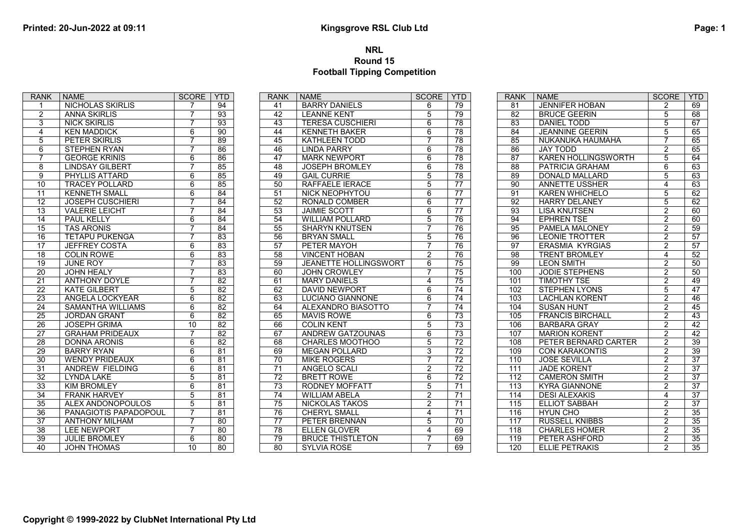# NRL
## Round 15
## Football Tipping Competition

| RANK | NAME | SCORE | YTD |
|---|---|---|---|
| 1 | NICHOLAS SKIRLIS | 7 | 94 |
| 2 | ANNA SKIRLIS | 7 | 93 |
| 3 | NICK SKIRLIS | 7 | 93 |
| 4 | KEN MADDICK | 6 | 90 |
| 5 | PETER SKIRLIS | 7 | 89 |
| 6 | STEPHEN RYAN | 7 | 86 |
| 7 | GEORGE KRINIS | 6 | 86 |
| 8 | LINDSAY GILBERT | 7 | 85 |
| 9 | PHYLLIS ATTARD | 6 | 85 |
| 10 | TRACEY POLLARD | 6 | 85 |
| 11 | KENNETH SMALL | 6 | 84 |
| 12 | JOSEPH CUSCHIERI | 7 | 84 |
| 13 | VALERIE LEICHT | 7 | 84 |
| 14 | PAUL KELLY | 6 | 84 |
| 15 | TAS ARONIS | 7 | 84 |
| 16 | TETAPU PUKENGA | 7 | 83 |
| 17 | JEFFREY COSTA | 6 | 83 |
| 18 | COLIN ROWE | 6 | 83 |
| 19 | JUNE ROY | 7 | 83 |
| 20 | JOHN HEALY | 7 | 83 |
| 21 | ANTHONY DOYLE | 7 | 82 |
| 22 | KATE GILBERT | 5 | 82 |
| 23 | ANGELA LOCKYEAR | 6 | 82 |
| 24 | SAMANTHA WILLIAMS | 6 | 82 |
| 25 | JORDAN GRANT | 6 | 82 |
| 26 | JOSEPH GRIMA | 10 | 82 |
| 27 | GRAHAM PRIDEAUX | 7 | 82 |
| 28 | DONNA ARONIS | 6 | 82 |
| 29 | BARRY RYAN | 6 | 81 |
| 30 | WENDY PRIDEAUX | 6 | 81 |
| 31 | ANDREW FIELDING | 6 | 81 |
| 32 | LYNDA LAKE | 5 | 81 |
| 33 | KIM BROMLEY | 6 | 81 |
| 34 | FRANK HARVEY | 5 | 81 |
| 35 | ALEX ANDONOPOULOS | 5 | 81 |
| 36 | PANAGIOTIS PAPADOPOUL | 7 | 81 |
| 37 | ANTHONY MILHAM | 7 | 80 |
| 38 | LEE NEWPORT | 7 | 80 |
| 39 | JULIE BROMLEY | 6 | 80 |
| 40 | JOHN THOMAS | 10 | 80 |
| 41 | BARRY DANIELS | 6 | 79 |
| 42 | LEANNE KENT | 5 | 79 |
| 43 | TERESA CUSCHIERI | 6 | 78 |
| 44 | KENNETH BAKER | 6 | 78 |
| 45 | KATHLEEN TODD | 7 | 78 |
| 46 | LINDA PARRY | 6 | 78 |
| 47 | MARK NEWPORT | 6 | 78 |
| 48 | JOSEPH BROMLEY | 6 | 78 |
| 49 | GAIL CURRIE | 5 | 78 |
| 50 | RAFFAELE IERACE | 5 | 77 |
| 51 | NICK NEOPHYTOU | 6 | 77 |
| 52 | RONALD COMBER | 6 | 77 |
| 53 | JAIMIE SCOTT | 6 | 77 |
| 54 | WILLIAM POLLARD | 5 | 76 |
| 55 | SHARYN KNUTSEN | 7 | 76 |
| 56 | BRYAN SMALL | 5 | 76 |
| 57 | PETER MAYOH | 7 | 76 |
| 58 | VINCENT HOBAN | 2 | 76 |
| 59 | JEANETTE HOLLINGSWORT | 6 | 75 |
| 60 | JOHN CROWLEY | 7 | 75 |
| 61 | MARY DANIELS | 4 | 75 |
| 62 | DAVID NEWPORT | 6 | 74 |
| 63 | LUCIANO GIANNONE | 6 | 74 |
| 64 | ALEXANDRO BIASOTTO | 7 | 74 |
| 65 | MAVIS ROWE | 6 | 73 |
| 66 | COLIN KENT | 5 | 73 |
| 67 | ANDREW GATZOUNAS | 6 | 73 |
| 68 | CHARLES MOOTHOO | 5 | 72 |
| 69 | MEGAN POLLARD | 3 | 72 |
| 70 | MIKE ROGERS | 7 | 72 |
| 71 | ANGELO SCALI | 2 | 72 |
| 72 | BRETT ROWE | 6 | 72 |
| 73 | RODNEY MOFFATT | 5 | 71 |
| 74 | WILLIAM ABELA | 2 | 71 |
| 75 | NICKOLAS TAKOS | 2 | 71 |
| 76 | CHERYL SMALL | 4 | 71 |
| 77 | PETER BRENNAN | 5 | 70 |
| 78 | ELLEN GLOVER | 4 | 69 |
| 79 | BRUCE THISTLETON | 7 | 69 |
| 80 | SYLVIA ROSE | 7 | 69 |
| 81 | JENNIFER HOBAN | 2 | 69 |
| 82 | BRUCE GEERIN | 5 | 68 |
| 83 | DANIEL TODD | 5 | 67 |
| 84 | JEANNINE GEERIN | 5 | 65 |
| 85 | NUKANUKA HAUMAHA | 7 | 65 |
| 86 | JAY TODD | 2 | 65 |
| 87 | KAREN HOLLINGSWORTH | 5 | 64 |
| 88 | PATRICIA GRAHAM | 6 | 63 |
| 89 | DONALD MALLARD | 5 | 63 |
| 90 | ANNETTE USSHER | 4 | 63 |
| 91 | KAREN WHICHELO | 5 | 62 |
| 92 | HARRY DELANEY | 5 | 62 |
| 93 | LISA KNUTSEN | 2 | 60 |
| 94 | EPHREN TSE | 2 | 60 |
| 95 | PAMELA MALONEY | 2 | 59 |
| 96 | LEONIE TROTTER | 2 | 57 |
| 97 | ERASMIA KYRGIAS | 2 | 57 |
| 98 | TRENT BROMLEY | 4 | 52 |
| 99 | LEON SMITH | 2 | 50 |
| 100 | JODIE STEPHENS | 2 | 50 |
| 101 | TIMOTHY TSE | 2 | 49 |
| 102 | STEPHEN LYONS | 5 | 47 |
| 103 | LACHLAN KORENT | 2 | 46 |
| 104 | SUSAN HUNT | 2 | 45 |
| 105 | FRANCIS BIRCHALL | 2 | 43 |
| 106 | BARBARA GRAY | 2 | 42 |
| 107 | MARION KORENT | 2 | 42 |
| 108 | PETER BERNARD CARTER | 2 | 39 |
| 109 | CON KARAKONTIS | 2 | 39 |
| 110 | JOSE SEVILLA | 2 | 37 |
| 111 | JADE KORENT | 2 | 37 |
| 112 | CAMERON SMITH | 2 | 37 |
| 113 | KYRA GIANNONE | 2 | 37 |
| 114 | DESI ALEXAKIS | 4 | 37 |
| 115 | ELLIOT SABBAH | 2 | 37 |
| 116 | HYUN CHO | 2 | 35 |
| 117 | RUSSELL KNIBBS | 2 | 35 |
| 118 | CHARLES HOMER | 2 | 35 |
| 119 | PETER ASHFORD | 2 | 35 |
| 120 | ELLIE PETRAKIS | 2 | 35 |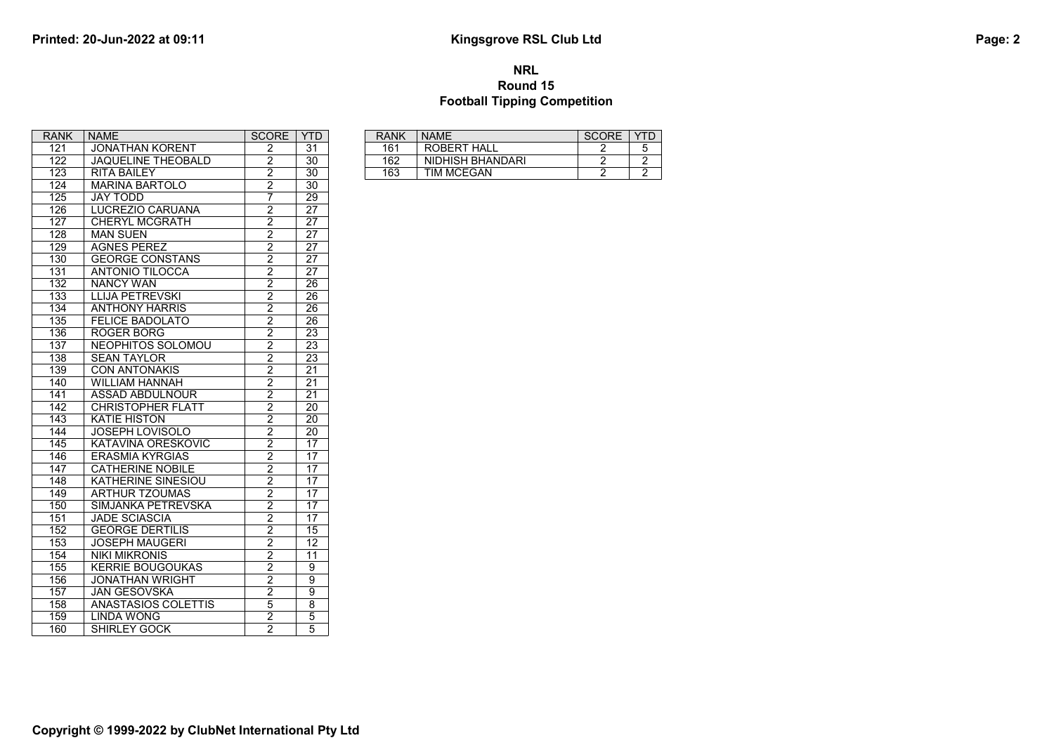## NRL
## Round 15
## Football Tipping Competition

| RANK | NAME | SCORE | YTD |
|---|---|---|---|
| 121 | JONATHAN KORENT | 2 | 31 |
| 122 | JAQUELINE THEOBALD | 2 | 30 |
| 123 | RITA BAILEY | 2 | 30 |
| 124 | MARINA BARTOLO | 2 | 30 |
| 125 | JAY TODD | 7 | 29 |
| 126 | LUCREZIO CARUANA | 2 | 27 |
| 127 | CHERYL MCGRATH | 2 | 27 |
| 128 | MAN SUEN | 2 | 27 |
| 129 | AGNES PEREZ | 2 | 27 |
| 130 | GEORGE CONSTANS | 2 | 27 |
| 131 | ANTONIO TILOCCA | 2 | 27 |
| 132 | NANCY WAN | 2 | 26 |
| 133 | LLIJA PETREVSKI | 2 | 26 |
| 134 | ANTHONY HARRIS | 2 | 26 |
| 135 | FELICE BADOLATO | 2 | 26 |
| 136 | ROGER BORG | 2 | 23 |
| 137 | NEOPHITOS SOLOMOU | 2 | 23 |
| 138 | SEAN TAYLOR | 2 | 23 |
| 139 | CON ANTONAKIS | 2 | 21 |
| 140 | WILLIAM HANNAH | 2 | 21 |
| 141 | ASSAD ABDULNOUR | 2 | 21 |
| 142 | CHRISTOPHER FLATT | 2 | 20 |
| 143 | KATIE HISTON | 2 | 20 |
| 144 | JOSEPH LOVISOLO | 2 | 20 |
| 145 | KATAVINA ORESKOVIC | 2 | 17 |
| 146 | ERASMIA KYRGIAS | 2 | 17 |
| 147 | CATHERINE NOBILE | 2 | 17 |
| 148 | KATHERINE SINESIOU | 2 | 17 |
| 149 | ARTHUR TZOUMAS | 2 | 17 |
| 150 | SIMJANKA PETREVSKA | 2 | 17 |
| 151 | JADE SCIASCIA | 2 | 17 |
| 152 | GEORGE DERTILIS | 2 | 15 |
| 153 | JOSEPH MAUGERI | 2 | 12 |
| 154 | NIKI MIKRONIS | 2 | 11 |
| 155 | KERRIE BOUGOUKAS | 2 | 9 |
| 156 | JONATHAN WRIGHT | 2 | 9 |
| 157 | JAN GESOVSKA | 2 | 9 |
| 158 | ANASTASIOS COLETTIS | 5 | 8 |
| 159 | LINDA WONG | 2 | 5 |
| 160 | SHIRLEY GOCK | 2 | 5 |
| 161 | ROBERT HALL | 2 | 5 |
| 162 | NIDHISH BHANDARI | 2 | 2 |
| 163 | TIM MCEGAN | 2 | 2 |